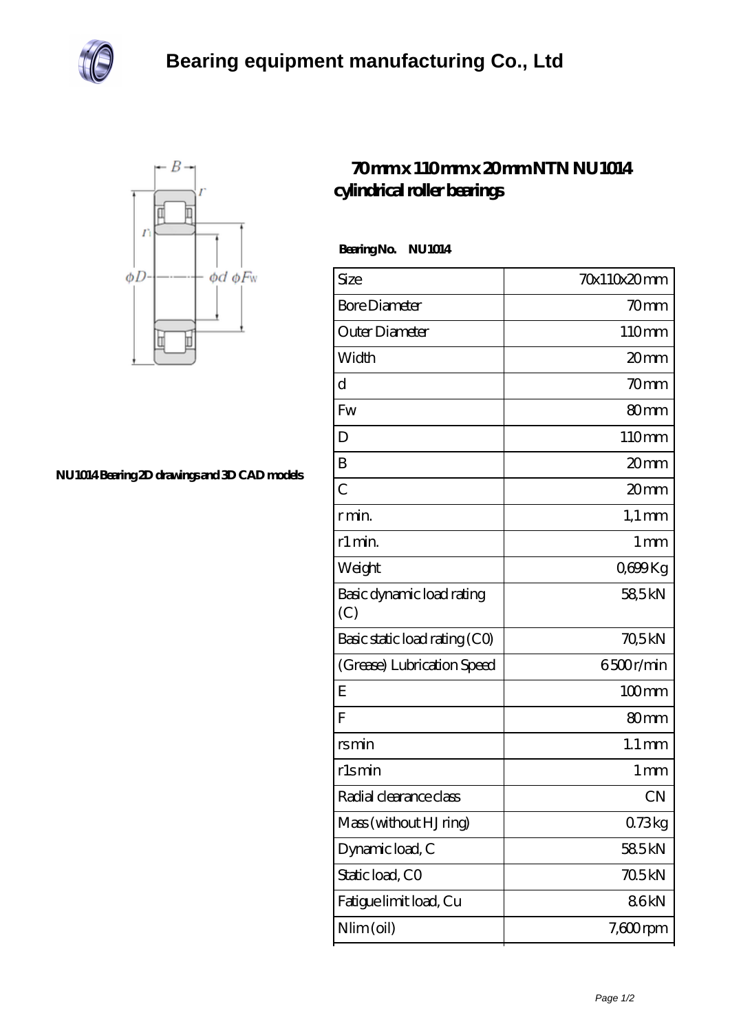# Bearing equipment manufacturing Co., Ltd

NU1014 Bearing 2D drawings and 3D CAD models

## 70 mm x 110 mm x 20 mm NTN NU1014 cylindrical roller bearings

**Bearing No. NU1014**

| | |
|---|---|
| Size | 70x110x20 mm |
| Bore Diameter | 70 mm |
| Outer Diameter | 110 mm |
| Width | 20 mm |
| d | 70 mm |
| Fw | 80 mm |
| D | 110 mm |
| B | 20 mm |
| C | 20 mm |
| r min. | 1,1 mm |
| r1 min. | 1 mm |
| Weight | 0,699 Kg |
| Basic dynamic load rating (C) | 58,5 kN |
| Basic static load rating (C0) | 70,5 kN |
| (Grease) Lubrication Speed | 6500 r/min |
| E | 100 mm |
| F | 80 mm |
| rs min | 1.1 mm |
| r1s min | 1 mm |
| Radial clearance class | CN |
| Mass (without HJ ring) | 0.73 kg |
| Dynamic load, C | 58.5 kN |
| Static load, C0 | 70.5 kN |
| Fatigue limit load, Cu | 8.6 kN |
| Nlim (oil) | 7,600 rpm |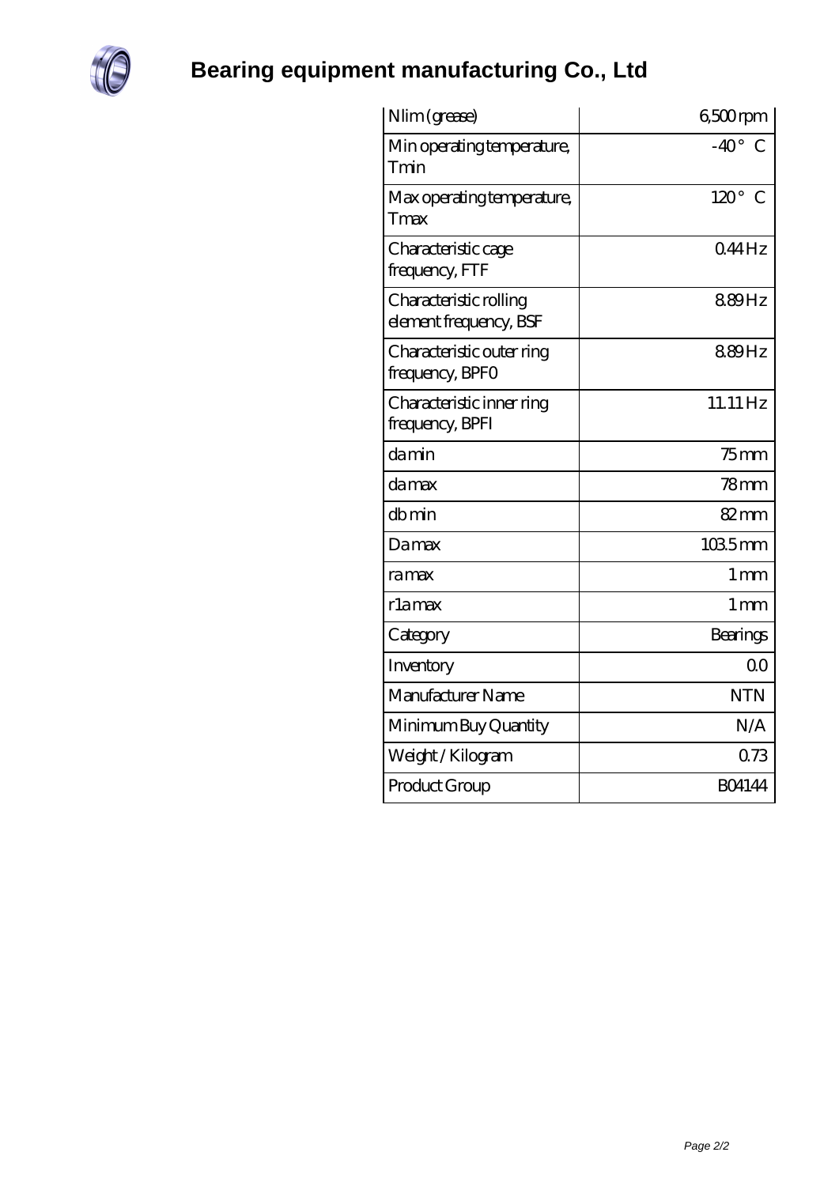# Bearing equipment manufacturing Co., Ltd

| | |
|---|---|
| Nlim (grease) | 6,500 rpm |
| Min operating temperature, Tmin | -40 ° C |
| Max operating temperature, Tmax | 120 ° C |
| Characteristic cage frequency, FTF | 0.44 Hz |
| Characteristic rolling element frequency, BSF | 8.89 Hz |
| Characteristic outer ring frequency, BPFO | 8.89 Hz |
| Characteristic inner ring frequency, BPFI | 11.11 Hz |
| da min | 75 mm |
| da max | 78 mm |
| db min | 82 mm |
| Da max | 103.5 mm |
| ra max | 1 mm |
| r1a max | 1 mm |
| Category | Bearings |
| Inventory | 0.0 |
| Manufacturer Name | NTN |
| Minimum Buy Quantity | N/A |
| Weight / Kilogram | 0.73 |
| Product Group | B04144 |